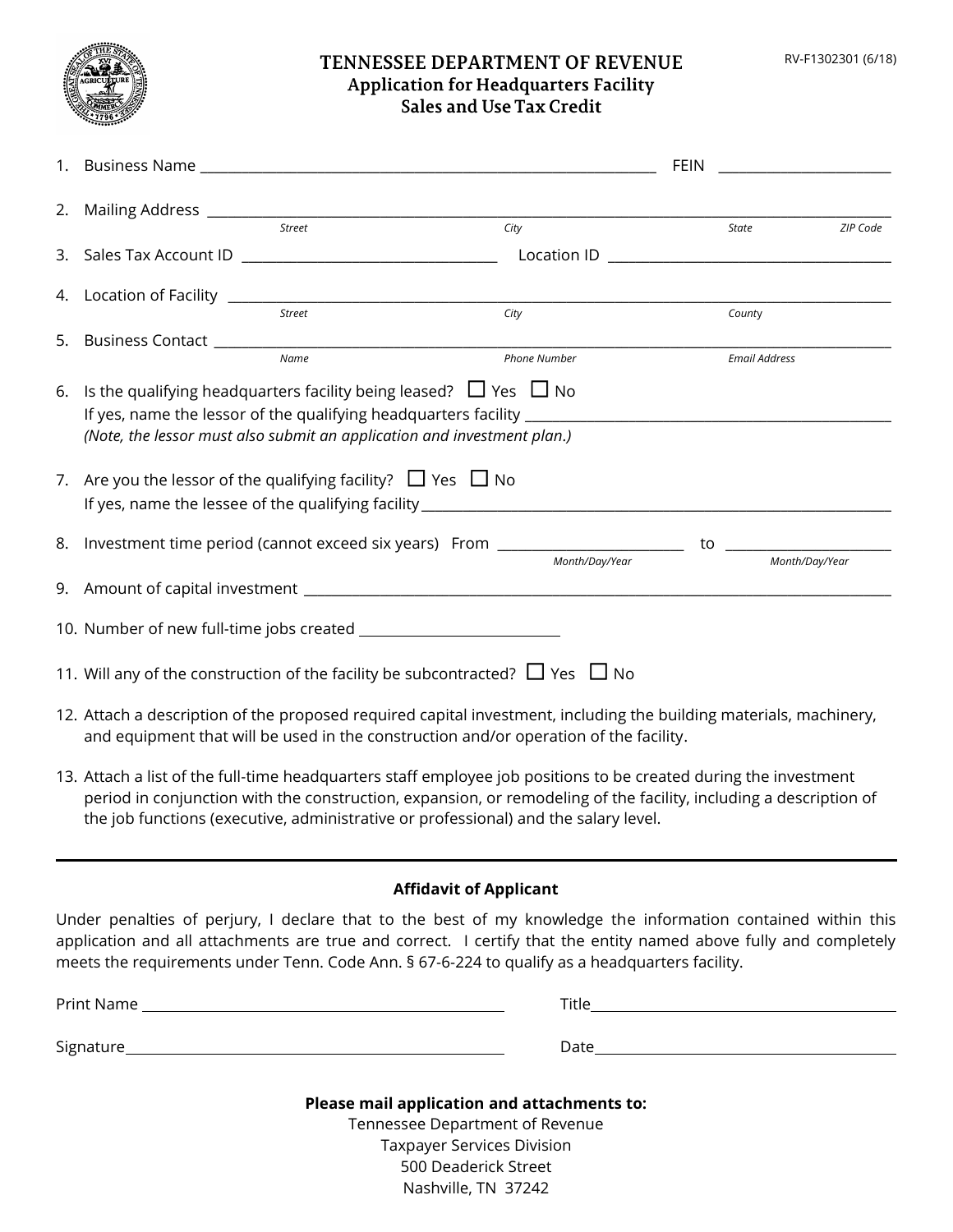# TENNESSEE DEPARTMENT OF REVENUE

## Application for Headquarters Facility Sales and Use Tax Credit

RV-F1302301 (6/18)

1. Business Name ______________________________ FEIN ______________

2. Mailing Address ______________________________
   *Street* *City* *State* *ZIP Code*

3. Sales Tax Account ID ______________ Location ID ______________

4. Location of Facility ______________________________
   *Street* *City* *County*

5. Business Contact ______________________________
   *Name* *Phone Number* *Email Address*

6. Is the qualifying headquarters facility being leased? ☐ Yes ☐ No
   If yes, name the lessor of the qualifying headquarters facility ______________
   *(Note, the lessor must also submit an application and investment plan.)*

7. Are you the lessor of the qualifying facility? ☐ Yes ☐ No
   If yes, name the lessee of the qualifying facility ______________

8. Investment time period (cannot exceed six years) From ______________ to ______________
   *Month/Day/Year* *Month/Day/Year*

9. Amount of capital investment ______________

10. Number of new full-time jobs created ______________

11. Will any of the construction of the facility be subcontracted? ☐ Yes ☐ No

12. Attach a description of the proposed required capital investment, including the building materials, machinery, and equipment that will be used in the construction and/or operation of the facility.

13. Attach a list of the full-time headquarters staff employee job positions to be created during the investment period in conjunction with the construction, expansion, or remodeling of the facility, including a description of the job functions (executive, administrative or professional) and the salary level.

---

**Affidavit of Applicant**

Under penalties of perjury, I declare that to the best of my knowledge the information contained within this application and all attachments are true and correct. I certify that the entity named above fully and completely meets the requirements under Tenn. Code Ann. § 67-6-224 to qualify as a headquarters facility.

Print Name ______________ Title ______________

Signature ______________ Date ______________

**Please mail application and attachments to:**

Tennessee Department of Revenue
Taxpayer Services Division
500 Deaderick Street
Nashville, TN 37242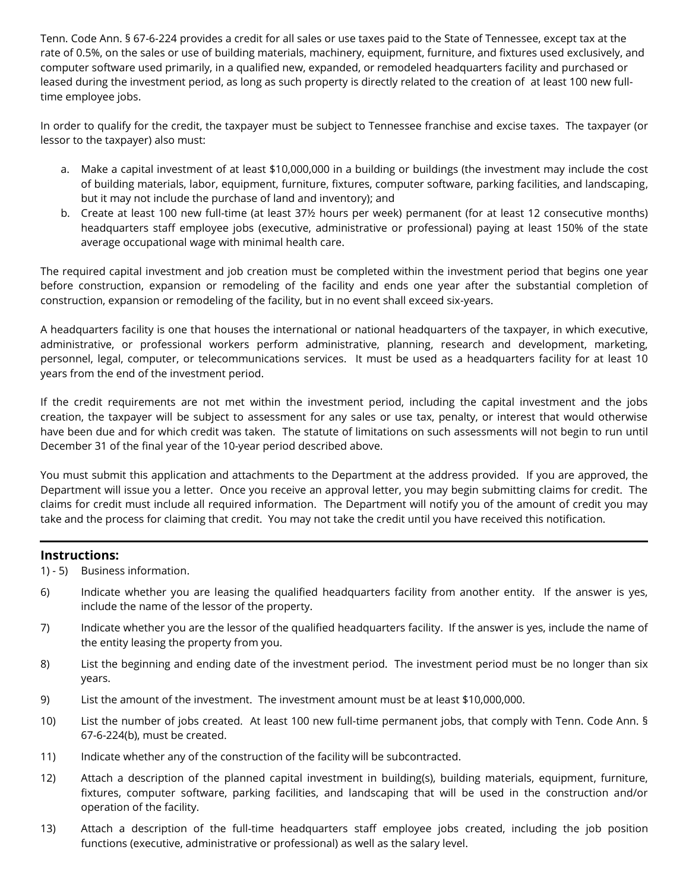Tenn. Code Ann. § 67-6-224 provides a credit for all sales or use taxes paid to the State of Tennessee, except tax at the rate of 0.5%, on the sales or use of building materials, machinery, equipment, furniture, and fixtures used exclusively, and computer software used primarily, in a qualified new, expanded, or remodeled headquarters facility and purchased or leased during the investment period, as long as such property is directly related to the creation of at least 100 new full-time employee jobs.

In order to qualify for the credit, the taxpayer must be subject to Tennessee franchise and excise taxes. The taxpayer (or lessor to the taxpayer) also must:

a. Make a capital investment of at least $10,000,000 in a building or buildings (the investment may include the cost of building materials, labor, equipment, furniture, fixtures, computer software, parking facilities, and landscaping, but it may not include the purchase of land and inventory); and
b. Create at least 100 new full-time (at least 37½ hours per week) permanent (for at least 12 consecutive months) headquarters staff employee jobs (executive, administrative or professional) paying at least 150% of the state average occupational wage with minimal health care.

The required capital investment and job creation must be completed within the investment period that begins one year before construction, expansion or remodeling of the facility and ends one year after the substantial completion of construction, expansion or remodeling of the facility, but in no event shall exceed six-years.

A headquarters facility is one that houses the international or national headquarters of the taxpayer, in which executive, administrative, or professional workers perform administrative, planning, research and development, marketing, personnel, legal, computer, or telecommunications services. It must be used as a headquarters facility for at least 10 years from the end of the investment period.

If the credit requirements are not met within the investment period, including the capital investment and the jobs creation, the taxpayer will be subject to assessment for any sales or use tax, penalty, or interest that would otherwise have been due and for which credit was taken. The statute of limitations on such assessments will not begin to run until December 31 of the final year of the 10-year period described above.

You must submit this application and attachments to the Department at the address provided. If you are approved, the Department will issue you a letter. Once you receive an approval letter, you may begin submitting claims for credit. The claims for credit must include all required information. The Department will notify you of the amount of credit you may take and the process for claiming that credit. You may not take the credit until you have received this notification.

---

## Instructions:

1) - 5) Business information.

6) Indicate whether you are leasing the qualified headquarters facility from another entity. If the answer is yes, include the name of the lessor of the property.

7) Indicate whether you are the lessor of the qualified headquarters facility. If the answer is yes, include the name of the entity leasing the property from you.

8) List the beginning and ending date of the investment period. The investment period must be no longer than six years.

9) List the amount of the investment. The investment amount must be at least $10,000,000.

10) List the number of jobs created. At least 100 new full-time permanent jobs, that comply with Tenn. Code Ann. § 67-6-224(b), must be created.

11) Indicate whether any of the construction of the facility will be subcontracted.

12) Attach a description of the planned capital investment in building(s), building materials, equipment, furniture, fixtures, computer software, parking facilities, and landscaping that will be used in the construction and/or operation of the facility.

13) Attach a description of the full-time headquarters staff employee jobs created, including the job position functions (executive, administrative or professional) as well as the salary level.